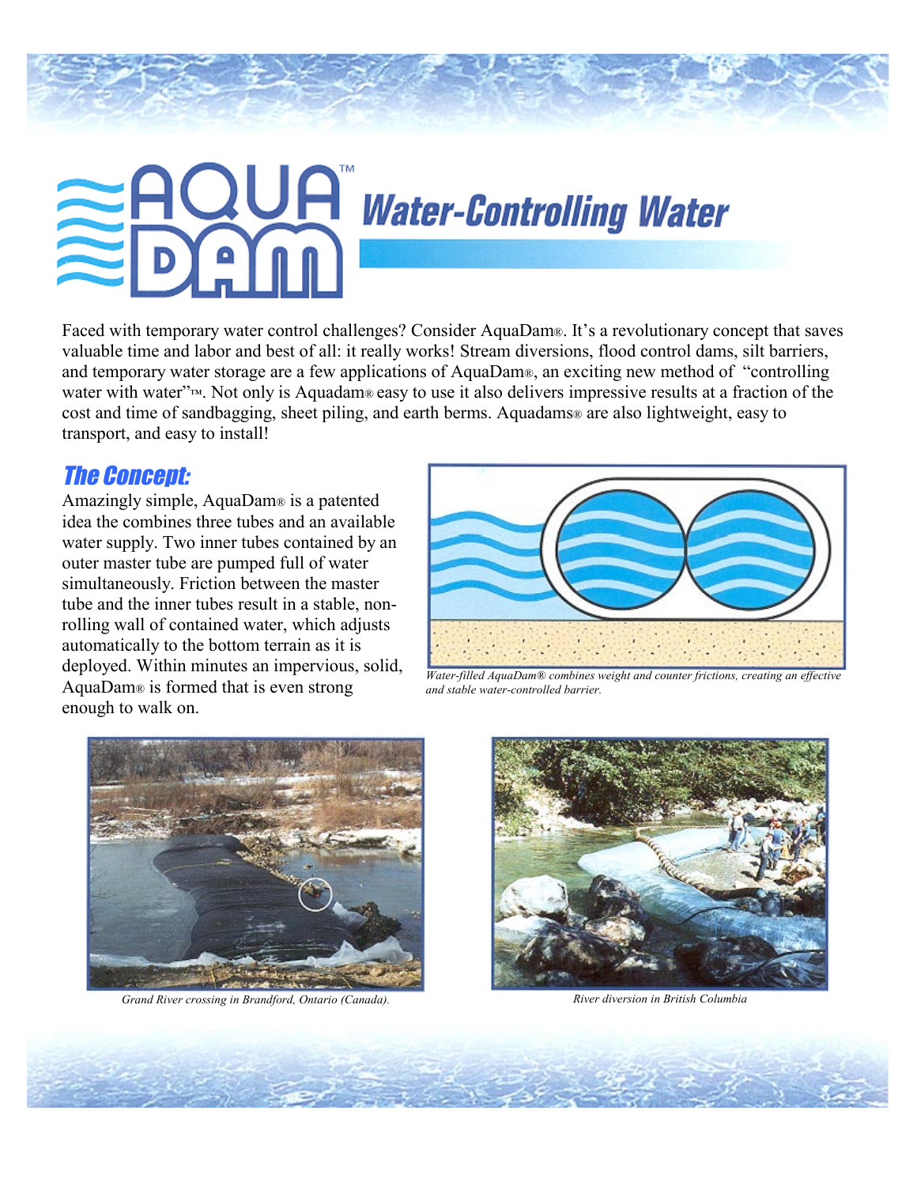# AQUA DAM™ Water-Controlling Water

Faced with temporary water control challenges? Consider AquaDam®. It's a revolutionary concept that saves valuable time and labor and best of all: it really works! Stream diversions, flood control dams, silt barriers, and temporary water storage are a few applications of AquaDam®, an exciting new method of "controlling water with water"™. Not only is Aquadam® easy to use it also delivers impressive results at a fraction of the cost and time of sandbagging, sheet piling, and earth berms. Aquadams® are also lightweight, easy to transport, and easy to install!

## The Concept:

Amazingly simple, AquaDam® is a patented idea the combines three tubes and an available water supply. Two inner tubes contained by an outer master tube are pumped full of water simultaneously. Friction between the master tube and the inner tubes result in a stable, non-rolling wall of contained water, which adjusts automatically to the bottom terrain as it is deployed. Within minutes an impervious, solid, AquaDam® is formed that is even strong enough to walk on.

*Water-filled AquaDam® combines weight and counter frictions, creating an effective and stable water-controlled barrier.*

*Grand River crossing in Brandford, Ontario (Canada).*

*River diversion in British Columbia*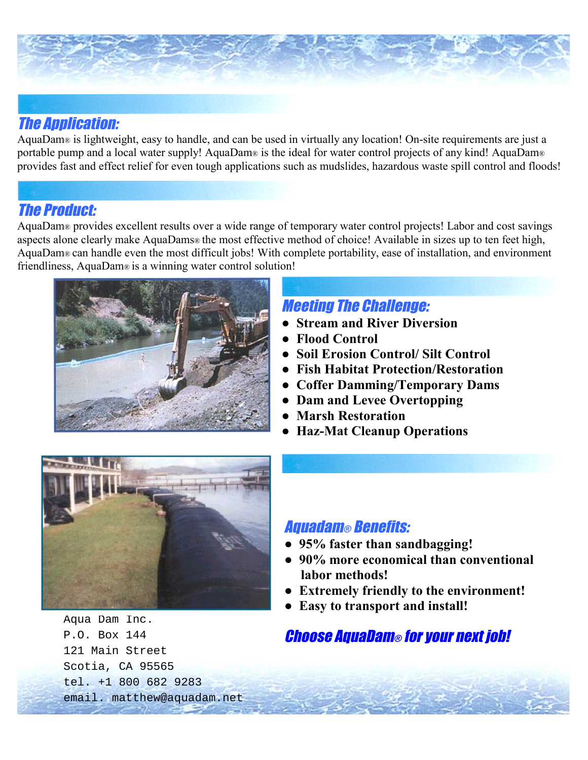## The Application:

AquaDam® is lightweight, easy to handle, and can be used in virtually any location! On-site requirements are just a portable pump and a local water supply! AquaDam® is the ideal for water control projects of any kind! AquaDam® provides fast and effect relief for even tough applications such as mudslides, hazardous waste spill control and floods!

## The Product:

AquaDam® provides excellent results over a wide range of temporary water control projects! Labor and cost savings aspects alone clearly make AquaDams® the most effective method of choice! Available in sizes up to ten feet high, AquaDam® can handle even the most difficult jobs! With complete portability, ease of installation, and environment friendliness, AquaDam® is a winning water control solution!

## Meeting The Challenge:

- **Stream and River Diversion**
- **Flood Control**
- **Soil Erosion Control/ Silt Control**
- **Fish Habitat Protection/Restoration**
- **Coffer Damming/Temporary Dams**
- **Dam and Levee Overtopping**
- **Marsh Restoration**
- **Haz-Mat Cleanup Operations**

## Aquadam® Benefits:

- **95% faster than sandbagging!**
- **90% more economical than conventional labor methods!**
- **Extremely friendly to the environment!**
- **Easy to transport and install!**

***Choose AquaDam® for your next job!***

Aqua Dam Inc.
P.O. Box 144
121 Main Street
Scotia, CA 95565
tel. +1 800 682 9283
email. matthew@aquadam.net